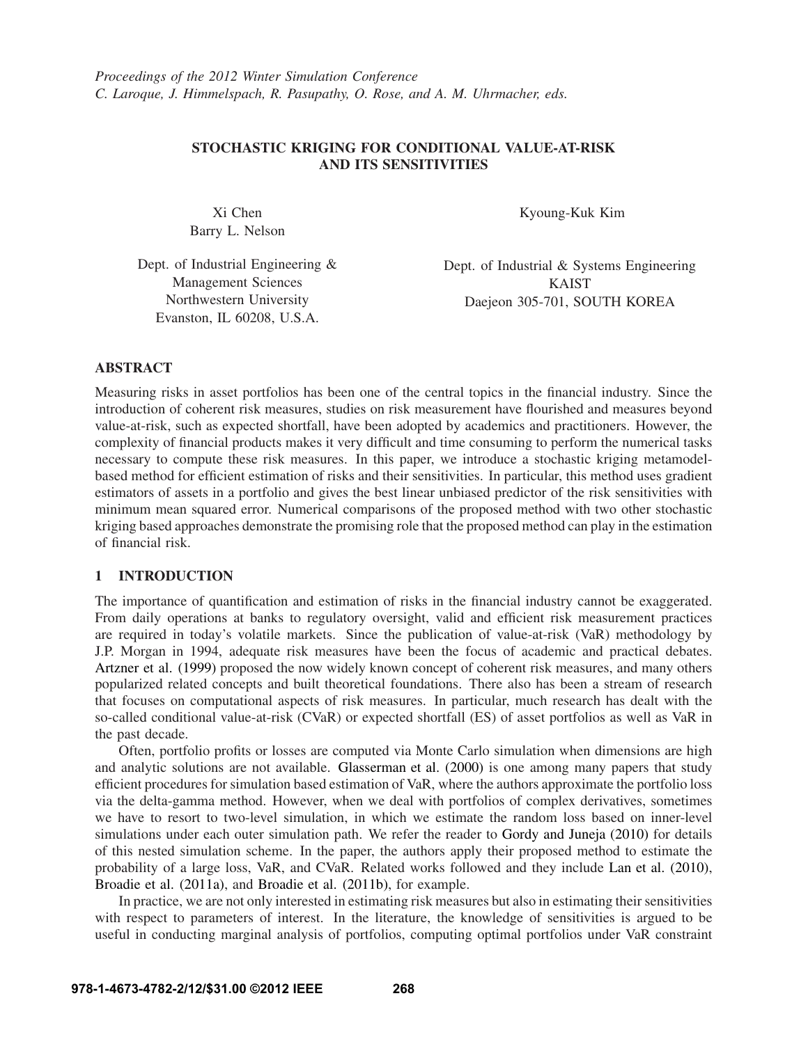*Proceedings of the 2012 Winter Simulation Conference*
*C. Laroque, J. Himmelspach, R. Pasupathy, O. Rose, and A. M. Uhrmacher, eds.*

# STOCHASTIC KRIGING FOR CONDITIONAL VALUE-AT-RISK AND ITS SENSITIVITIES

Xi Chen
Barry L. Nelson

Dept. of Industrial Engineering & Management Sciences
Northwestern University
Evanston, IL 60208, U.S.A.

Kyoung-Kuk Kim

Dept. of Industrial & Systems Engineering
KAIST
Daejeon 305-701, SOUTH KOREA

## ABSTRACT

Measuring risks in asset portfolios has been one of the central topics in the financial industry. Since the introduction of coherent risk measures, studies on risk measurement have flourished and measures beyond value-at-risk, such as expected shortfall, have been adopted by academics and practitioners. However, the complexity of financial products makes it very difficult and time consuming to perform the numerical tasks necessary to compute these risk measures. In this paper, we introduce a stochastic kriging metamodel-based method for efficient estimation of risks and their sensitivities. In particular, this method uses gradient estimators of assets in a portfolio and gives the best linear unbiased predictor of the risk sensitivities with minimum mean squared error. Numerical comparisons of the proposed method with two other stochastic kriging based approaches demonstrate the promising role that the proposed method can play in the estimation of financial risk.

## 1 INTRODUCTION

The importance of quantification and estimation of risks in the financial industry cannot be exaggerated. From daily operations at banks to regulatory oversight, valid and efficient risk measurement practices are required in today's volatile markets. Since the publication of value-at-risk (VaR) methodology by J.P. Morgan in 1994, adequate risk measures have been the focus of academic and practical debates. Artzner et al. (1999) proposed the now widely known concept of coherent risk measures, and many others popularized related concepts and built theoretical foundations. There also has been a stream of research that focuses on computational aspects of risk measures. In particular, much research has dealt with the so-called conditional value-at-risk (CVaR) or expected shortfall (ES) of asset portfolios as well as VaR in the past decade.

Often, portfolio profits or losses are computed via Monte Carlo simulation when dimensions are high and analytic solutions are not available. Glasserman et al. (2000) is one among many papers that study efficient procedures for simulation based estimation of VaR, where the authors approximate the portfolio loss via the delta-gamma method. However, when we deal with portfolios of complex derivatives, sometimes we have to resort to two-level simulation, in which we estimate the random loss based on inner-level simulations under each outer simulation path. We refer the reader to Gordy and Juneja (2010) for details of this nested simulation scheme. In the paper, the authors apply their proposed method to estimate the probability of a large loss, VaR, and CVaR. Related works followed and they include Lan et al. (2010), Broadie et al. (2011a), and Broadie et al. (2011b), for example.

In practice, we are not only interested in estimating risk measures but also in estimating their sensitivities with respect to parameters of interest. In the literature, the knowledge of sensitivities is argued to be useful in conducting marginal analysis of portfolios, computing optimal portfolios under VaR constraint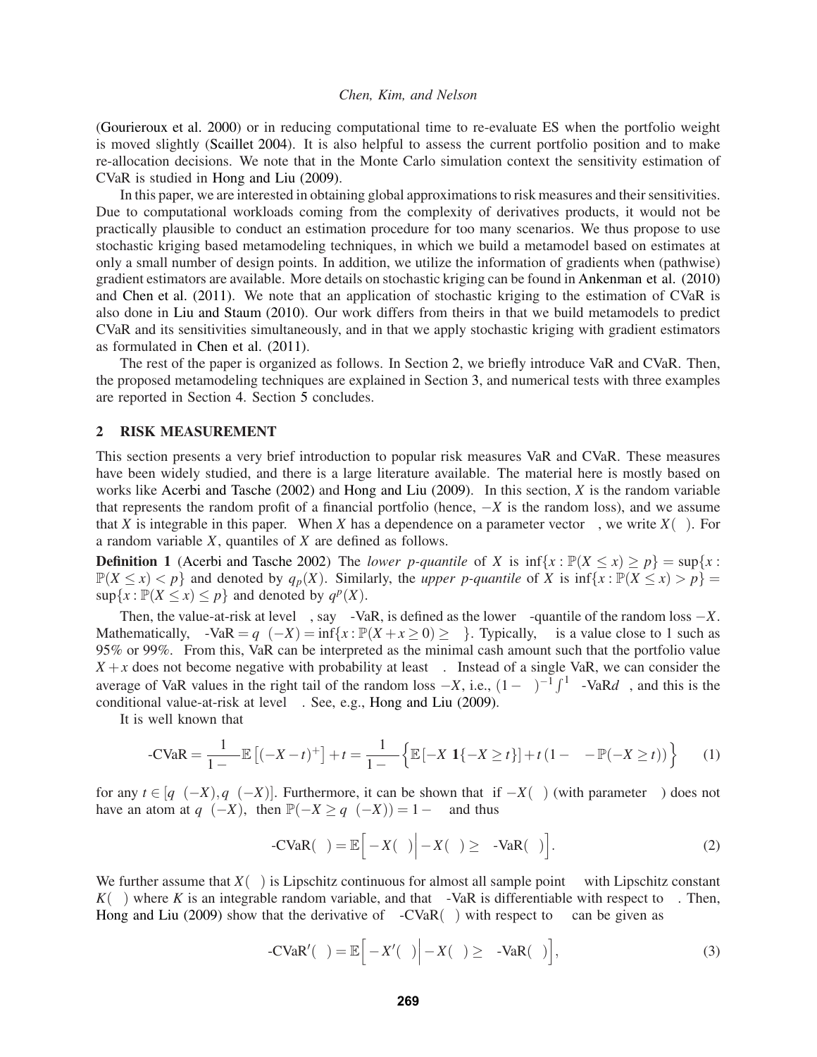(Gourieroux et al. 2000) or in reducing computational time to re-evaluate ES when the portfolio weight is moved slightly (Scaillet 2004). It is also helpful to assess the current portfolio position and to make re-allocation decisions. We note that in the Monte Carlo simulation context the sensitivity estimation of CVaR is studied in Hong and Liu (2009).

In this paper, we are interested in obtaining global approximations to risk measures and their sensitivities. Due to computational workloads coming from the complexity of derivatives products, it would not be practically plausible to conduct an estimation procedure for too many scenarios. We thus propose to use stochastic kriging based metamodeling techniques, in which we build a metamodel based on estimates at only a small number of design points. In addition, we utilize the information of gradients when (pathwise) gradient estimators are available. More details on stochastic kriging can be found in Ankenman et al. (2010) and Chen et al. (2011). We note that an application of stochastic kriging to the estimation of CVaR is also done in Liu and Staum (2010). Our work differs from theirs in that we build metamodels to predict CVaR and its sensitivities simultaneously, and in that we apply stochastic kriging with gradient estimators as formulated in Chen et al. (2011).

The rest of the paper is organized as follows. In Section 2, we briefly introduce VaR and CVaR. Then, the proposed metamodeling techniques are explained in Section 3, and numerical tests with three examples are reported in Section 4. Section 5 concludes.

## 2 RISK MEASUREMENT

This section presents a very brief introduction to popular risk measures VaR and CVaR. These measures have been widely studied, and there is a large literature available. The material here is mostly based on works like Acerbi and Tasche (2002) and Hong and Liu (2009). In this section, $X$ is the random variable that represents the random profit of a financial portfolio (hence, $-X$ is the random loss), and we assume that $X$ is integrable in this paper. When $X$ has a dependence on a parameter vector $\theta$, we write $X(\theta)$. For a random variable $X$, quantiles of $X$ are defined as follows.

**Definition 1** (Acerbi and Tasche 2002) The *lower p-quantile* of $X$ is $\inf\{x : \mathbb{P}(X \le x) \ge p\} = \sup\{x : \mathbb{P}(X \le x) < p\}$ and denoted by $q_p(X)$. Similarly, the *upper p-quantile* of $X$ is $\inf\{x : \mathbb{P}(X \le x) > p\} = \sup\{x : \mathbb{P}(X \le x) \le p\}$ and denoted by $q^p(X)$.

Then, the value-at-risk at level $\alpha$, say $\alpha$-VaR, is defined as the lower $\alpha$-quantile of the random loss $-X$. Mathematically, $\alpha\text{-VaR} = q_\alpha(-X) = \inf\{x : \mathbb{P}(X + x \ge 0) \ge \alpha\}$. Typically, $\alpha$ is a value close to 1 such as 95% or 99%. From this, VaR can be interpreted as the minimal cash amount such that the portfolio value $X + x$ does not become negative with probability at least $\alpha$. Instead of a single VaR, we can consider the average of VaR values in the right tail of the random loss $-X$, i.e., $(1-\alpha)^{-1}\int_\alpha^1 \beta\text{-VaR}\,d\beta$, and this is the conditional value-at-risk at level $\alpha$. See, e.g., Hong and Liu (2009).

It is well known that

$$\alpha\text{-CVaR} = \frac{1}{1-\alpha}\mathbb{E}\left[(-X-t)^+\right] + t = \frac{1}{1-\alpha}\Big\{\mathbb{E}\left[-X\,\mathbf{1}\{-X \ge t\}\right] + t\left(1-\alpha-\mathbb{P}(-X \ge t)\right)\Big\} \tag{1}$$

for any $t \in [q_\alpha(-X), q^\alpha(-X)]$. Furthermore, it can be shown that if $-X(\theta)$ (with parameter $\theta$) does not have an atom at $q_\alpha(-X)$, then $\mathbb{P}(-X \ge q_\alpha(-X)) = 1-\alpha$ and thus

$$\alpha\text{-CVaR}(\theta) = \mathbb{E}\Big[-X(\theta)\Big| -X(\theta) \ge \alpha\text{-VaR}(\theta)\Big]. \tag{2}$$

We further assume that $X(\theta)$ is Lipschitz continuous for almost all sample point $\omega$ with Lipschitz constant $K(\omega)$ where $K$ is an integrable random variable, and that $\alpha$-VaR is differentiable with respect to $\theta$. Then, Hong and Liu (2009) show that the derivative of $\alpha$-CVaR$(\theta)$ with respect to $\theta$ can be given as

$$\alpha\text{-CVaR}'(\theta) = \mathbb{E}\Big[-X'(\theta)\Big| -X(\theta) \ge \alpha\text{-VaR}(\theta)\Big], \tag{3}$$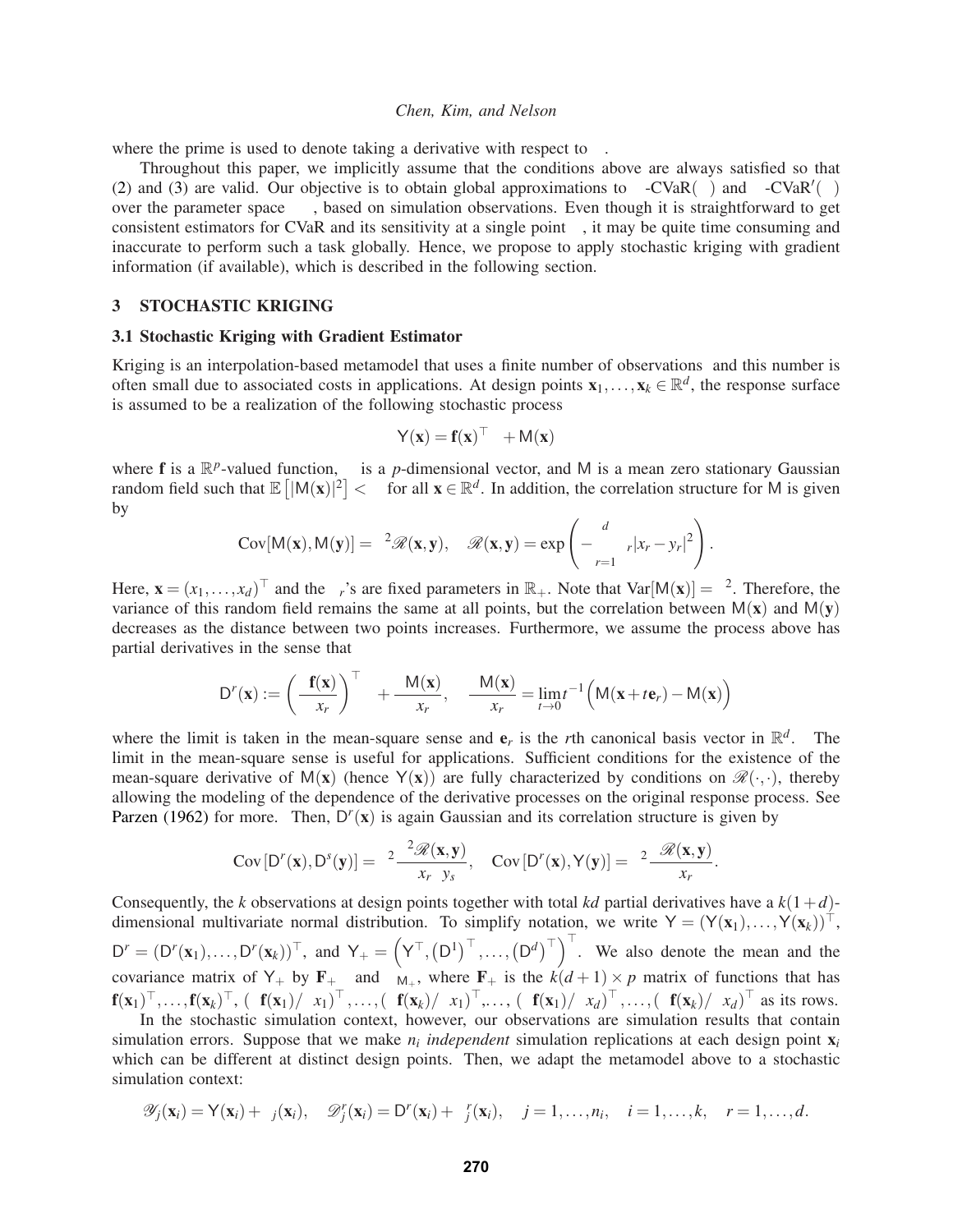where the prime is used to denote taking a derivative with respect to $\theta$.

Throughout this paper, we implicitly assume that the conditions above are always satisfied so that (2) and (3) are valid. Our objective is to obtain global approximations to $\alpha$-CVaR($\theta$) and $\alpha$-CVaR$'(\theta)$ over the parameter space $\Theta$, based on simulation observations. Even though it is straightforward to get consistent estimators for CVaR and its sensitivity at a single point $\theta$, it may be quite time consuming and inaccurate to perform such a task globally. Hence, we propose to apply stochastic kriging with gradient information (if available), which is described in the following section.

# 3 STOCHASTIC KRIGING

## 3.1 Stochastic Kriging with Gradient Estimator

Kriging is an interpolation-based metamodel that uses a finite number of observations and this number is often small due to associated costs in applications. At design points $\mathbf{x}_1, \ldots, \mathbf{x}_k \in \mathbb{R}^d$, the response surface is assumed to be a realization of the following stochastic process

$$\mathsf{Y}(\mathbf{x}) = \mathbf{f}(\mathbf{x})^\top \beta + \mathsf{M}(\mathbf{x})$$

where $\mathbf{f}$ is a $\mathbb{R}^p$-valued function, $\beta$ is a $p$-dimensional vector, and $\mathsf{M}$ is a mean zero stationary Gaussian random field such that $\mathbb{E}\left[|\mathsf{M}(\mathbf{x})|^2\right] < \infty$ for all $\mathbf{x} \in \mathbb{R}^d$. In addition, the correlation structure for $\mathsf{M}$ is given by

$$\mathrm{Cov}[\mathsf{M}(\mathbf{x}), \mathsf{M}(\mathbf{y})] = \tau^2 \mathscr{R}(\mathbf{x}, \mathbf{y}), \quad \mathscr{R}(\mathbf{x}, \mathbf{y}) = \exp\left(-\sum_{r=1}^{d} \theta_r |x_r - y_r|^2\right).$$

Here, $\mathbf{x} = (x_1, \ldots, x_d)^\top$ and the $\theta_r$'s are fixed parameters in $\mathbb{R}_+$. Note that $\mathrm{Var}[\mathsf{M}(\mathbf{x})] = \tau^2$. Therefore, the variance of this random field remains the same at all points, but the correlation between $\mathsf{M}(\mathbf{x})$ and $\mathsf{M}(\mathbf{y})$ decreases as the distance between two points increases. Furthermore, we assume the process above has partial derivatives in the sense that

$$\mathsf{D}^r(\mathbf{x}) := \left(\frac{\partial \mathbf{f}(\mathbf{x})}{\partial x_r}\right)^\top \beta + \frac{\partial \mathsf{M}(\mathbf{x})}{\partial x_r}, \quad \frac{\partial \mathsf{M}(\mathbf{x})}{\partial x_r} = \lim_{t \to 0} t^{-1}\Big(\mathsf{M}(\mathbf{x} + t\mathbf{e}_r) - \mathsf{M}(\mathbf{x})\Big)$$

where the limit is taken in the mean-square sense and $\mathbf{e}_r$ is the $r$th canonical basis vector in $\mathbb{R}^d$. The limit in the mean-square sense is useful for applications. Sufficient conditions for the existence of the mean-square derivative of $\mathsf{M}(\mathbf{x})$ (hence $\mathsf{Y}(\mathbf{x})$) are fully characterized by conditions on $\mathscr{R}(\cdot, \cdot)$, thereby allowing the modeling of the dependence of the derivative processes on the original response process. See Parzen (1962) for more. Then, $\mathsf{D}^r(\mathbf{x})$ is again Gaussian and its correlation structure is given by

$$\mathrm{Cov}\left[\mathsf{D}^r(\mathbf{x}), \mathsf{D}^s(\mathbf{y})\right] = \tau^2 \frac{\partial^2 \mathscr{R}(\mathbf{x}, \mathbf{y})}{\partial x_r \partial y_s}, \quad \mathrm{Cov}\left[\mathsf{D}^r(\mathbf{x}), \mathsf{Y}(\mathbf{y})\right] = \tau^2 \frac{\partial \mathscr{R}(\mathbf{x}, \mathbf{y})}{\partial x_r}.$$

Consequently, the $k$ observations at design points together with total $kd$ partial derivatives have a $k(1+d)$-dimensional multivariate normal distribution. To simplify notation, we write $\mathsf{Y} = (\mathsf{Y}(\mathbf{x}_1), \ldots, \mathsf{Y}(\mathbf{x}_k))^\top$, $\mathsf{D}^r = (\mathsf{D}^r(\mathbf{x}_1), \ldots, \mathsf{D}^r(\mathbf{x}_k))^\top$, and $\mathsf{Y}_+ = \left(\mathsf{Y}^\top, \left(\mathsf{D}^1\right)^\top, \ldots, \left(\mathsf{D}^d\right)^\top\right)^\top$. We also denote the mean and the covariance matrix of $\mathsf{Y}_+$ by $\mathbf{F}_+\beta$ and $\Sigma_{\mathsf{M}_+}$, where $\mathbf{F}_+$ is the $k(d+1) \times p$ matrix of functions that has $\mathbf{f}(\mathbf{x}_1)^\top, \ldots, \mathbf{f}(\mathbf{x}_k)^\top$, $(\partial \mathbf{f}(\mathbf{x}_1)/\partial x_1)^\top, \ldots, (\partial \mathbf{f}(\mathbf{x}_k)/\partial x_1)^\top, \ldots, (\partial \mathbf{f}(\mathbf{x}_1)/\partial x_d)^\top, \ldots, (\partial \mathbf{f}(\mathbf{x}_d)/\partial x_d)^\top$ as its rows.

In the stochastic simulation context, however, our observations are simulation results that contain simulation errors. Suppose that we make $n_i$ *independent* simulation replications at each design point $\mathbf{x}_i$ which can be different at distinct design points. Then, we adapt the metamodel above to a stochastic simulation context:

$$\mathscr{Y}_j(\mathbf{x}_i) = \mathsf{Y}(\mathbf{x}_i) + \varepsilon_j(\mathbf{x}_i), \quad \mathscr{D}_j^r(\mathbf{x}_i) = \mathsf{D}^r(\mathbf{x}_i) + \delta_j^r(\mathbf{x}_i), \quad j = 1, \ldots, n_i, \quad i = 1, \ldots, k, \quad r = 1, \ldots, d.$$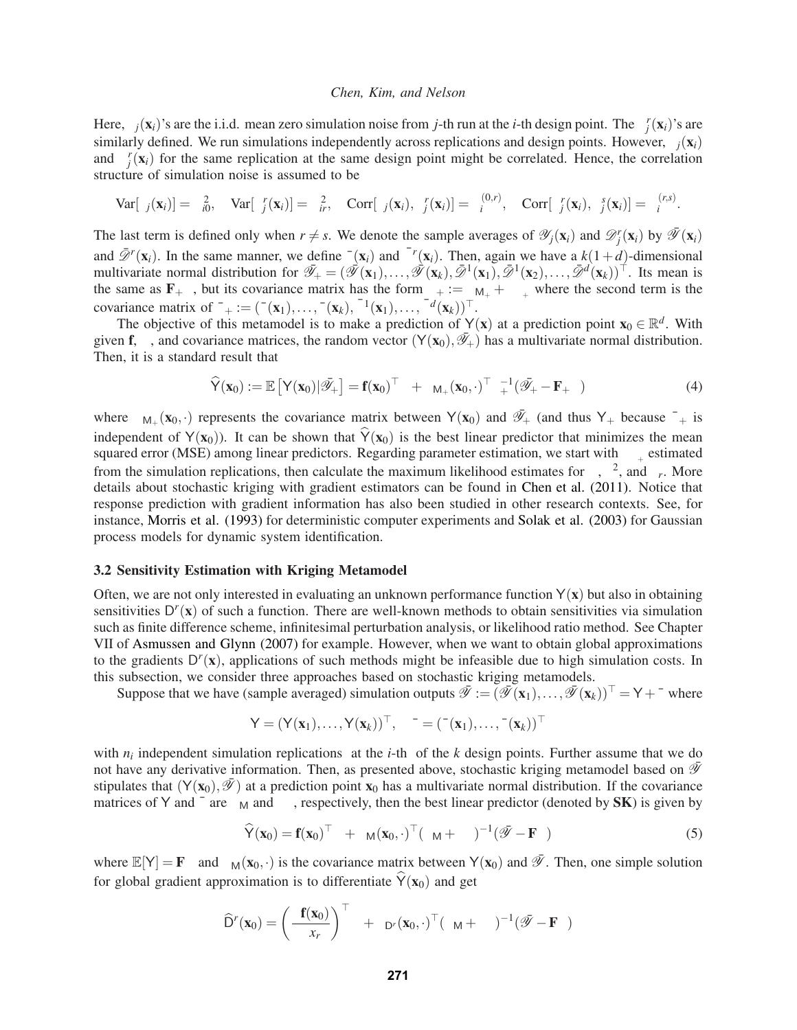Here, $\varepsilon_j(\mathbf{x}_i)$'s are the i.i.d. mean zero simulation noise from $j$-th run at the $i$-th design point. The $\gamma_j^r(\mathbf{x}_i)$'s are similarly defined. We run simulations independently across replications and design points. However, $\varepsilon_j(\mathbf{x}_i)$ and $\gamma_j^r(\mathbf{x}_i)$ for the same replication at the same design point might be correlated. Hence, the correlation structure of simulation noise is assumed to be

$$\mathrm{Var}[\varepsilon_j(\mathbf{x}_i)] = \sigma_{i0}^2, \quad \mathrm{Var}[\gamma_j^r(\mathbf{x}_i)] = \sigma_{ir}^2, \quad \mathrm{Corr}[\varepsilon_j(\mathbf{x}_i), \gamma_j^r(\mathbf{x}_i)] = \rho_i^{(0,r)}, \quad \mathrm{Corr}[\gamma_j^r(\mathbf{x}_i), \gamma_j^s(\mathbf{x}_i)] = \rho_i^{(r,s)}.$$

The last term is defined only when $r \neq s$. We denote the sample averages of $\mathscr{Y}_j(\mathbf{x}_i)$ and $\mathscr{D}_j^r(\mathbf{x}_i)$ by $\bar{\mathscr{Y}}(\mathbf{x}_i)$ and $\bar{\mathscr{D}}^r(\mathbf{x}_i)$. In the same manner, we define $\bar{\varepsilon}(\mathbf{x}_i)$ and $\bar{\gamma}^r(\mathbf{x}_i)$. Then, again we have a $k(1+d)$-dimensional multivariate normal distribution for $\bar{\mathscr{Y}}_+ = (\bar{\mathscr{Y}}(\mathbf{x}_1), \ldots, \bar{\mathscr{Y}}(\mathbf{x}_k), \bar{\mathscr{D}}^1(\mathbf{x}_1), \bar{\mathscr{D}}^1(\mathbf{x}_2), \ldots, \bar{\mathscr{D}}^d(\mathbf{x}_k))^\top$. Its mean is the same as $\mathbf{F}_+\beta$, but its covariance matrix has the form $\Sigma_+ := \Sigma_{\mathsf{M}_+} + \Sigma_{\varepsilon_+}$ where the second term is the covariance matrix of $\bar{\varepsilon}_+ := (\bar{\varepsilon}(\mathbf{x}_1), \ldots, \bar{\varepsilon}(\mathbf{x}_k), \bar{\gamma}^1(\mathbf{x}_1), \ldots, \bar{\gamma}^d(\mathbf{x}_k))^\top$.

The objective of this metamodel is to make a prediction of $\mathsf{Y}(\mathbf{x})$ at a prediction point $\mathbf{x}_0 \in \mathbb{R}^d$. With given $\mathbf{f}$, $\beta$, and covariance matrices, the random vector $(\mathsf{Y}(\mathbf{x}_0), \bar{\mathscr{Y}}_+)$ has a multivariate normal distribution. Then, it is a standard result that

$$\widehat{\mathsf{Y}}(\mathbf{x}_0) := \mathbb{E}\left[\mathsf{Y}(\mathbf{x}_0) | \bar{\mathscr{Y}}_+\right] = \mathbf{f}(\mathbf{x}_0)^\top \beta + \Sigma_{\mathsf{M}_+}(\mathbf{x}_0, \cdot)^\top \Sigma_+^{-1}(\bar{\mathscr{Y}}_+ - \mathbf{F}_+\beta) \tag{4}$$

where $\Sigma_{\mathsf{M}_+}(\mathbf{x}_0, \cdot)$ represents the covariance matrix between $\mathsf{Y}(\mathbf{x}_0)$ and $\bar{\mathscr{Y}}_+$ (and thus $\mathsf{Y}_+$ because $\bar{\varepsilon}_+$ is independent of $\mathsf{Y}(\mathbf{x}_0)$). It can be shown that $\widehat{\mathsf{Y}}(\mathbf{x}_0)$ is the best linear predictor that minimizes the mean squared error (MSE) among linear predictors. Regarding parameter estimation, we start with $\Sigma_{\varepsilon_+}$ estimated from the simulation replications, then calculate the maximum likelihood estimates for $\beta$, $\tau^2$, and $\theta_r$. More details about stochastic kriging with gradient estimators can be found in Chen et al. (2011). Notice that response prediction with gradient information has also been studied in other research contexts. See, for instance, Morris et al. (1993) for deterministic computer experiments and Solak et al. (2003) for Gaussian process models for dynamic system identification.

### 3.2 Sensitivity Estimation with Kriging Metamodel

Often, we are not only interested in evaluating an unknown performance function $\mathsf{Y}(\mathbf{x})$ but also in obtaining sensitivities $\mathsf{D}^r(\mathbf{x})$ of such a function. There are well-known methods to obtain sensitivities via simulation such as finite difference scheme, infinitesimal perturbation analysis, or likelihood ratio method. See Chapter VII of Asmussen and Glynn (2007) for example. However, when we want to obtain global approximations to the gradients $\mathsf{D}^r(\mathbf{x})$, applications of such methods might be infeasible due to high simulation costs. In this subsection, we consider three approaches based on stochastic kriging metamodels.

Suppose that we have (sample averaged) simulation outputs $\bar{\mathscr{Y}} := (\bar{\mathscr{Y}}(\mathbf{x}_1), \ldots, \bar{\mathscr{Y}}(\mathbf{x}_k))^\top = \mathsf{Y} + \bar{\varepsilon}$ where

$$\mathsf{Y} = (\mathsf{Y}(\mathbf{x}_1), \ldots, \mathsf{Y}(\mathbf{x}_k))^\top, \quad \bar{\varepsilon} = (\bar{\varepsilon}(\mathbf{x}_1), \ldots, \bar{\varepsilon}(\mathbf{x}_k))^\top$$

with $n_i$ independent simulation replications at the $i$-th of the $k$ design points. Further assume that we do not have any derivative information. Then, as presented above, stochastic kriging metamodel based on $\bar{\mathscr{Y}}$ stipulates that $(\mathsf{Y}(\mathbf{x}_0), \bar{\mathscr{Y}})$ at a prediction point $\mathbf{x}_0$ has a multivariate normal distribution. If the covariance matrices of $\mathsf{Y}$ and $\bar{\varepsilon}$ are $\Sigma_{\mathsf{M}}$ and $\Sigma_\varepsilon$, respectively, then the best linear predictor (denoted by **SK**) is given by

$$\widehat{\mathsf{Y}}(\mathbf{x}_0) = \mathbf{f}(\mathbf{x}_0)^\top \beta + \Sigma_{\mathsf{M}}(\mathbf{x}_0, \cdot)^\top (\Sigma_{\mathsf{M}} + \Sigma_\varepsilon)^{-1}(\bar{\mathscr{Y}} - \mathbf{F}\beta) \tag{5}$$

where $\mathbb{E}[\mathsf{Y}] = \mathbf{F}\beta$ and $\Sigma_{\mathsf{M}}(\mathbf{x}_0, \cdot)$ is the covariance matrix between $\mathsf{Y}(\mathbf{x}_0)$ and $\bar{\mathscr{Y}}$. Then, one simple solution for global gradient approximation is to differentiate $\widehat{\mathsf{Y}}(\mathbf{x}_0)$ and get

$$\widehat{\mathsf{D}}^r(\mathbf{x}_0) = \left(\frac{\partial \mathbf{f}(\mathbf{x}_0)}{\partial x_r}\right)^\top \beta + \Sigma_{\mathsf{D}^r}(\mathbf{x}_0, \cdot)^\top (\Sigma_{\mathsf{M}} + \Sigma_\varepsilon)^{-1}(\bar{\mathscr{Y}} - \mathbf{F}\beta)$$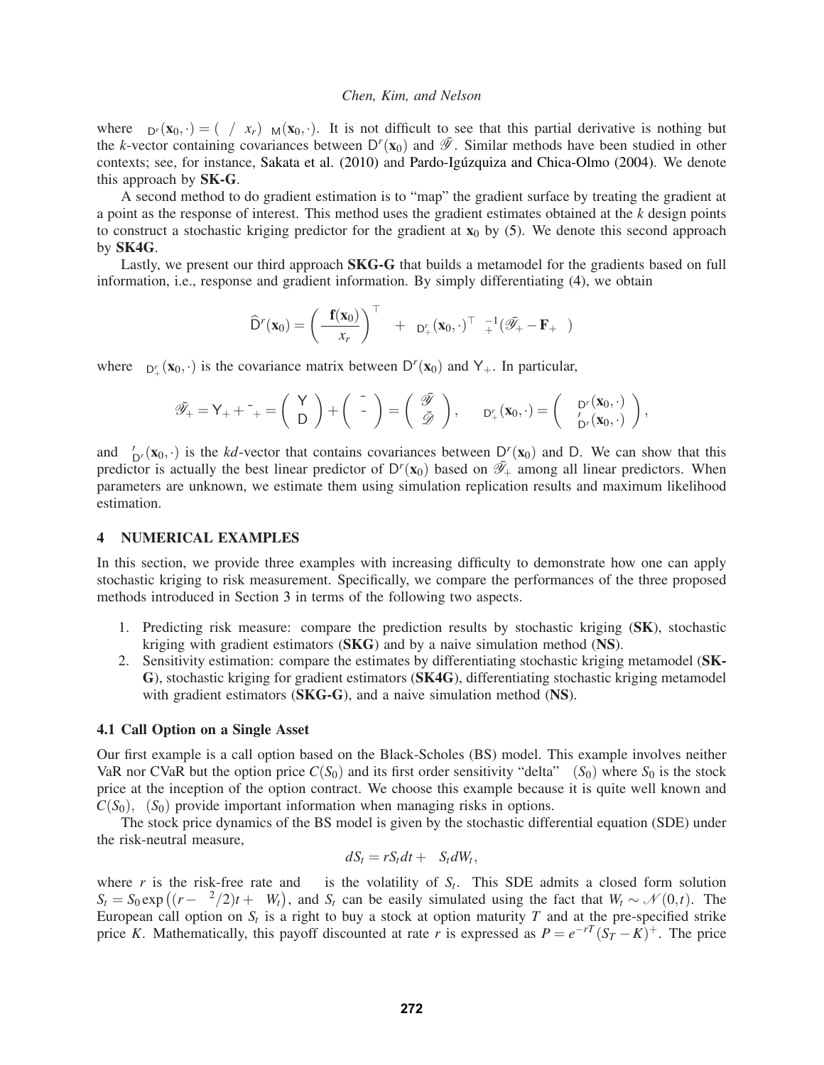where $\Sigma_{\mathsf{D}^r}(\mathbf{x}_0,\cdot) = (\partial/\partial x_r)\Sigma_{\mathsf{M}}(\mathbf{x}_0,\cdot)$. It is not difficult to see that this partial derivative is nothing but the $k$-vector containing covariances between $\mathsf{D}^r(\mathbf{x}_0)$ and $\bar{\mathscr{Y}}$. Similar methods have been studied in other contexts; see, for instance, Sakata et al. (2010) and Pardo-Igúzquiza and Chica-Olmo (2004). We denote this approach by **SK-G**.

A second method to do gradient estimation is to "map" the gradient surface by treating the gradient at a point as the response of interest. This method uses the gradient estimates obtained at the $k$ design points to construct a stochastic kriging predictor for the gradient at $\mathbf{x}_0$ by (5). We denote this second approach by **SK4G**.

Lastly, we present our third approach **SKG-G** that builds a metamodel for the gradients based on full information, i.e., response and gradient information. By simply differentiating (4), we obtain

$$\widehat{\mathsf{D}}^r(\mathbf{x}_0) = \left(\frac{\partial \mathbf{f}(\mathbf{x}_0)}{\partial x_r}\right)^\top \beta + \Sigma_{\mathsf{D}^r_+}(\mathbf{x}_0,\cdot)^\top \Sigma_+^{-1}(\bar{\mathscr{Y}}_+ - \mathbf{F}_+\beta)$$

where $\Sigma_{\mathsf{D}^r_+}(\mathbf{x}_0,\cdot)$ is the covariance matrix between $\mathsf{D}^r(\mathbf{x}_0)$ and $\mathsf{Y}_+$. In particular,

$$\bar{\mathscr{Y}}_+ = \mathsf{Y}_+ + \bar{\varepsilon}_+ = \begin{pmatrix} \mathsf{Y} \\ \mathsf{D} \end{pmatrix} + \begin{pmatrix} \bar{\varepsilon} \\ \bar{\delta} \end{pmatrix} = \begin{pmatrix} \bar{\mathscr{Y}} \\ \bar{\mathscr{D}} \end{pmatrix}, \qquad \Sigma_{\mathsf{D}^r_+}(\mathbf{x}_0,\cdot) = \begin{pmatrix} \Sigma_{\mathsf{D}^r}(\mathbf{x}_0,\cdot) \\ \Sigma'_{\mathsf{D}^r}(\mathbf{x}_0,\cdot) \end{pmatrix},$$

and $\Sigma'_{\mathsf{D}^r}(\mathbf{x}_0,\cdot)$ is the $kd$-vector that contains covariances between $\mathsf{D}^r(\mathbf{x}_0)$ and $\mathsf{D}$. We can show that this predictor is actually the best linear predictor of $\mathsf{D}^r(\mathbf{x}_0)$ based on $\bar{\mathscr{Y}}_+$ among all linear predictors. When parameters are unknown, we estimate them using simulation replication results and maximum likelihood estimation.

## 4 NUMERICAL EXAMPLES

In this section, we provide three examples with increasing difficulty to demonstrate how one can apply stochastic kriging to risk measurement. Specifically, we compare the performances of the three proposed methods introduced in Section 3 in terms of the following two aspects.

1. Predicting risk measure: compare the prediction results by stochastic kriging (**SK**), stochastic kriging with gradient estimators (**SKG**) and by a naive simulation method (**NS**).
2. Sensitivity estimation: compare the estimates by differentiating stochastic kriging metamodel (**SK-G**), stochastic kriging for gradient estimators (**SK4G**), differentiating stochastic kriging metamodel with gradient estimators (**SKG-G**), and a naive simulation method (**NS**).

### 4.1 Call Option on a Single Asset

Our first example is a call option based on the Black-Scholes (BS) model. This example involves neither VaR nor CVaR but the option price $C(S_0)$ and its first order sensitivity "delta" $\Delta(S_0)$ where $S_0$ is the stock price at the inception of the option contract. We choose this example because it is quite well known and $C(S_0)$, $\Delta(S_0)$ provide important information when managing risks in options.

The stock price dynamics of the BS model is given by the stochastic differential equation (SDE) under the risk-neutral measure,

$$dS_t = rS_t dt + \sigma S_t dW_t,$$

where $r$ is the risk-free rate and $\sigma$ is the volatility of $S_t$. This SDE admits a closed form solution $S_t = S_0 \exp\left((r - \sigma^2/2)t + \sigma W_t\right)$, and $S_t$ can be easily simulated using the fact that $W_t \sim \mathscr{N}(0,t)$. The European call option on $S_t$ is a right to buy a stock at option maturity $T$ and at the pre-specified strike price $K$. Mathematically, this payoff discounted at rate $r$ is expressed as $P = e^{-rT}(S_T - K)^+$. The price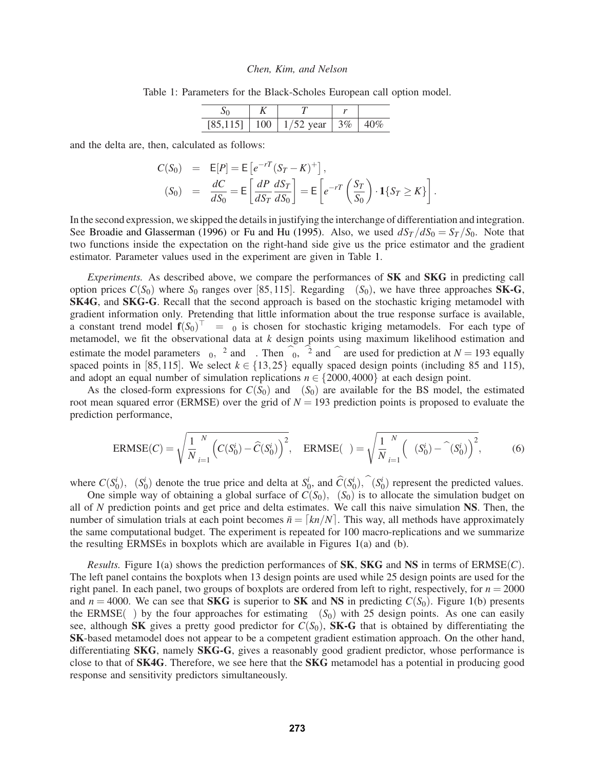Table 1: Parameters for the Black-Scholes European call option model.

| $S_0$ | $K$ | $T$ | $r$ | $\sigma$ |
|---|---|---|---|---|
| [85,115] | 100 | 1/52 year | 3% | 40% |

and the delta are, then, calculated as follows:

$$
\begin{aligned}
C(S_0) &= \mathsf{E}[P] = \mathsf{E}\left[e^{-rT}(S_T - K)^+\right], \\
\Delta(S_0) &= \frac{dC}{dS_0} = \mathsf{E}\left[\frac{dP}{dS_T}\frac{dS_T}{dS_0}\right] = \mathsf{E}\left[e^{-rT}\left(\frac{S_T}{S_0}\right)\cdot \mathbf{1}\{S_T \geq K\}\right].
\end{aligned}
$$

In the second expression, we skipped the details in justifying the interchange of differentiation and integration. See Broadie and Glasserman (1996) or Fu and Hu (1995). Also, we used $dS_T/dS_0 = S_T/S_0$. Note that two functions inside the expectation on the right-hand side give us the price estimator and the gradient estimator. Parameter values used in the experiment are given in Table 1.

*Experiments.* As described above, we compare the performances of **SK** and **SKG** in predicting call option prices $C(S_0)$ where $S_0$ ranges over $[85,115]$. Regarding $\Delta(S_0)$, we have three approaches **SK-G**, **SK4G**, and **SKG-G**. Recall that the second approach is based on the stochastic kriging metamodel with gradient information only. Pretending that little information about the true response surface is available, a constant trend model $\mathbf{f}(S_0)^\top\beta = \beta_0$ is chosen for stochastic kriging metamodels. For each type of metamodel, we fit the observational data at $k$ design points using maximum likelihood estimation and estimate the model parameters $\beta_0$, $\tau^2$ and $\theta$. Then $\widehat{\beta}_0$, $\widehat{\tau}^2$ and $\widehat{\theta}$ are used for prediction at $N = 193$ equally spaced points in $[85,115]$. We select $k \in \{13,25\}$ equally spaced design points (including 85 and 115), and adopt an equal number of simulation replications $n \in \{2000, 4000\}$ at each design point.

As the closed-form expressions for $C(S_0)$ and $\Delta(S_0)$ are available for the BS model, the estimated root mean squared error (ERMSE) over the grid of $N = 193$ prediction points is proposed to evaluate the prediction performance,

$$
\text{ERMSE}(C) = \sqrt{\frac{1}{N}\sum_{i=1}^{N}\left(C(S_0^i) - \widehat{C}(S_0^i)\right)^2}, \quad \text{ERMSE}(\Delta) = \sqrt{\frac{1}{N}\sum_{i=1}^{N}\left(\Delta(S_0^i) - \widehat{\Delta}(S_0^i)\right)^2}, \tag{6}
$$

where $C(S_0^i)$, $\Delta(S_0^i)$ denote the true price and delta at $S_0^i$, and $\widehat{C}(S_0^i)$, $\widehat{\Delta}(S_0^i)$ represent the predicted values.

One simple way of obtaining a global surface of $C(S_0)$, $\Delta(S_0)$ is to allocate the simulation budget on all of $N$ prediction points and get price and delta estimates. We call this naive simulation **NS**. Then, the number of simulation trials at each point becomes $\bar{n} = \lceil kn/N \rceil$. This way, all methods have approximately the same computational budget. The experiment is repeated for 100 macro-replications and we summarize the resulting ERMSEs in boxplots which are available in Figures 1(a) and (b).

*Results.* Figure 1(a) shows the prediction performances of **SK**, **SKG** and **NS** in terms of ERMSE($C$). The left panel contains the boxplots when 13 design points are used while 25 design points are used for the right panel. In each panel, two groups of boxplots are ordered from left to right, respectively, for $n = 2000$ and $n = 4000$. We can see that **SKG** is superior to **SK** and **NS** in predicting $C(S_0)$. Figure 1(b) presents the ERMSE($\Delta$) by the four approaches for estimating $\Delta(S_0)$ with 25 design points. As one can easily see, although **SK** gives a pretty good predictor for $C(S_0)$, **SK-G** that is obtained by differentiating the **SK**-based metamodel does not appear to be a competent gradient estimation approach. On the other hand, differentiating **SKG**, namely **SKG-G**, gives a reasonably good gradient predictor, whose performance is close to that of **SK4G**. Therefore, we see here that the **SKG** metamodel has a potential in producing good response and sensitivity predictors simultaneously.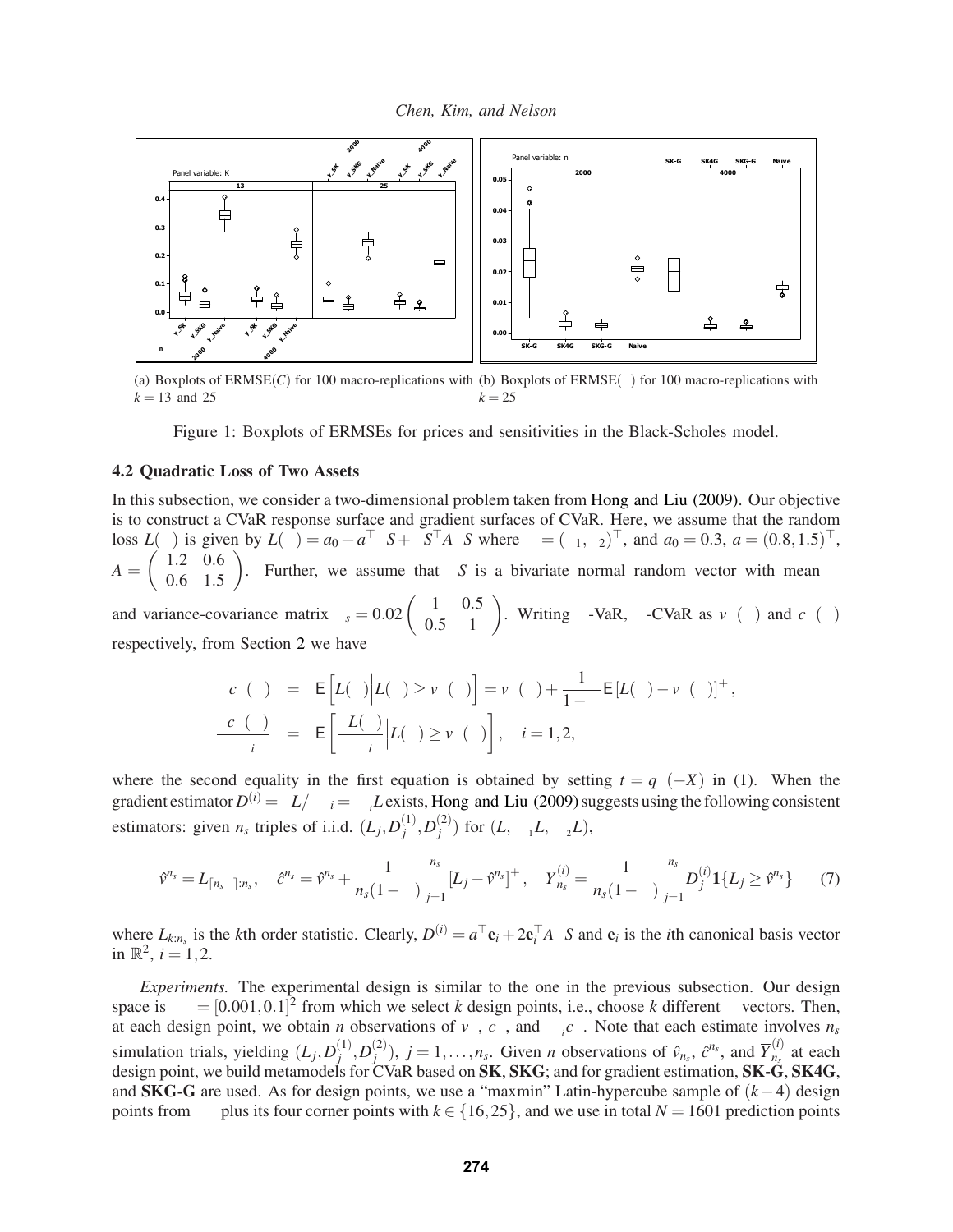Panel variable: K

13 | 25

2000 | 4000

y_SK y_SKG y_Naive y_SK y_SKG y_Naive

0.4
0.3
0.2
0.1
0.0

n

Panel variable: n

2000 | 4000

SK-G SK4G SKG-G Naive

0.05
0.04
0.03
0.02
0.01
0.00

(a) Boxplots of ERMSE($C$) for 100 macro-replications with $k = 13$ and 25

(b) Boxplots of ERMSE($\Delta$) for 100 macro-replications with $k = 25$

Figure 1: Boxplots of ERMSEs for prices and sensitivities in the Black-Scholes model.

### 4.2 Quadratic Loss of Two Assets

In this subsection, we consider a two-dimensional problem taken from Hong and Liu (2009). Our objective is to construct a CVaR response surface and gradient surfaces of CVaR. Here, we assume that the random loss $L(\theta)$ is given by $L(\theta) = a_0 + a^\top \Delta S + \Delta S^\top A \Delta S$ where $\theta = (\theta_1, \theta_2)^\top$, and $a_0 = 0.3$, $a = (0.8, 1.5)^\top$, $A = \begin{pmatrix} 1.2 & 0.6 \\ 0.6 & 1.5 \end{pmatrix}$. Further, we assume that $\Delta S$ is a bivariate normal random vector with mean $\theta$ and variance-covariance matrix $\Sigma_s = 0.02 \begin{pmatrix} 1 & 0.5 \\ 0.5 & 1 \end{pmatrix}$. Writing $\alpha$-VaR, $\alpha$-CVaR as $v_\alpha(\theta)$ and $c_\alpha(\theta)$ respectively, from Section 2 we have

$$
\begin{aligned}
c_\alpha(\theta) &= \mathsf{E}\left[L(\theta)\middle|L(\theta) \geq v_\alpha(\theta)\right] = v_\alpha(\theta) + \frac{1}{1-\alpha}\mathsf{E}\left[L(\theta) - v_\alpha(\theta)\right]^+, \\
\frac{\partial c_\alpha(\theta)}{\partial \theta_i} &= \mathsf{E}\left[\frac{\partial L(\theta)}{\partial \theta_i}\middle|L(\theta) \geq v_\alpha(\theta)\right], \quad i = 1,2,
\end{aligned}
$$

where the second equality in the first equation is obtained by setting $t = q_\alpha(-X)$ in (1). When the gradient estimator $D^{(i)} = \partial L/\partial\theta_i = \partial_i L$ exists, Hong and Liu (2009) suggests using the following consistent estimators: given $n_s$ triples of i.i.d. $(L_j, D_j^{(1)}, D_j^{(2)})$ for $(L, \partial_1 L, \partial_2 L)$,

$$
\hat{v}^{n_s} = L_{\lceil n_s\alpha\rceil:n_s}, \quad \hat{c}^{n_s} = \hat{v}^{n_s} + \frac{1}{n_s(1-\alpha)}\sum_{j=1}^{n_s}\left[L_j - \hat{v}^{n_s}\right]^+, \quad \overline{Y}_{n_s}^{(i)} = \frac{1}{n_s(1-\alpha)}\sum_{j=1}^{n_s} D_j^{(i)}\mathbf{1}\{L_j \geq \hat{v}^{n_s}\} \tag{7}
$$

where $L_{k:n_s}$ is the $k$th order statistic. Clearly, $D^{(i)} = a^\top \mathbf{e}_i + 2\mathbf{e}_i^\top A\Delta S$ and $\mathbf{e}_i$ is the $i$th canonical basis vector in $\mathbb{R}^2$, $i = 1,2$.

*Experiments.* The experimental design is similar to the one in the previous subsection. Our design space is $\Theta = [0.001, 0.1]^2$ from which we select $k$ design points, i.e., choose $k$ different $\theta$ vectors. Then, at each design point, we obtain $n$ observations of $v_\alpha$, $c_\alpha$, and $\partial_i c_\alpha$. Note that each estimate involves $n_s$ simulation trials, yielding $(L_j, D_j^{(1)}, D_j^{(2)})$, $j = 1, \ldots, n_s$. Given $n$ observations of $\hat{v}_{n_s}$, $\hat{c}^{n_s}$, and $\overline{Y}_{n_s}^{(i)}$ at each design point, we build metamodels for CVaR based on **SK**, **SKG**; and for gradient estimation, **SK-G**, **SK4G**, and **SKG-G** are used. As for design points, we use a "maxmin" Latin-hypercube sample of $(k-4)$ design points from $\Theta$ plus its four corner points with $k \in \{16, 25\}$, and we use in total $N = 1601$ prediction points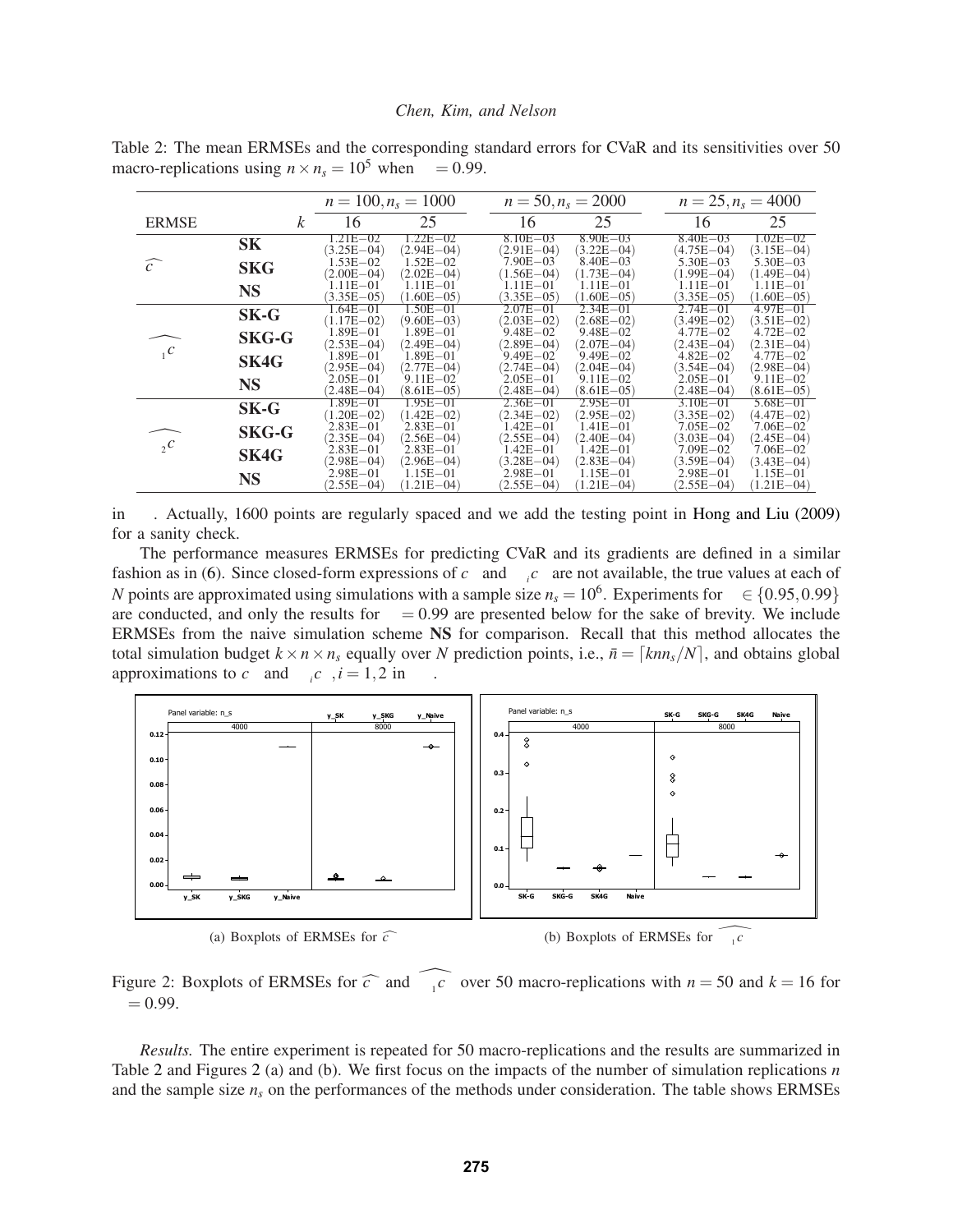Table 2: The mean ERMSEs and the corresponding standard errors for CVaR and its sensitivities over 50 macro-replications using $n \times n_s = 10^5$ when $= 0.99$.

| | | $n = 100, n_s = 1000$ | | $n = 50, n_s = 2000$ | | $n = 25, n_s = 4000$ | |
|---|---|---|---|---|---|---|---|
| ERMSE | $k$ | 16 | 25 | 16 | 25 | 16 | 25 |
| $\widehat{c}$ | **SK** | 1.21E−02 (3.25E−04) | 1.22E−02 (2.94E−04) | 8.10E−03 (2.91E−04) | 8.90E−03 (3.22E−04) | 8.40E−03 (4.75E−04) | 1.02E−02 (3.15E−04) |
| | **SKG** | 1.53E−02 (2.00E−04) | 1.52E−02 (2.02E−04) | 7.90E−03 (1.56E−04) | 8.40E−03 (1.73E−04) | 5.30E−03 (1.99E−04) | 5.30E−03 (1.49E−04) |
| | **NS** | 1.11E−01 (3.35E−05) | 1.11E−01 (1.60E−05) | 1.11E−01 (3.35E−05) | 1.11E−01 (1.60E−05) | 1.11E−01 (3.35E−05) | 1.11E−01 (1.60E−05) |
| $\widehat{{}_1c}$ | **SK-G** | 1.64E−01 (1.17E−02) | 1.50E−01 (9.60E−03) | 2.07E−01 (2.03E−02) | 2.34E−01 (2.68E−02) | 2.74E−01 (3.49E−02) | 4.97E−01 (3.51E−02) |
| | **SKG-G** | 1.89E−01 (2.53E−04) | 1.89E−01 (2.49E−04) | 9.48E−02 (2.89E−04) | 9.48E−02 (2.07E−04) | 4.77E−02 (2.43E−04) | 4.72E−02 (2.31E−04) |
| | **SK4G** | 1.89E−01 (2.95E−04) | 1.89E−01 (2.77E−04) | 9.49E−02 (2.74E−04) | 9.49E−02 (2.04E−04) | 4.82E−02 (3.54E−04) | 4.77E−02 (2.98E−04) |
| | **NS** | 2.05E−01 (2.48E−04) | 9.11E−02 (8.61E−05) | 2.05E−01 (2.48E−04) | 9.11E−02 (8.61E−05) | 2.05E−01 (2.48E−04) | 9.11E−02 (8.61E−05) |
| $\widehat{{}_2c}$ | **SK-G** | 1.89E−01 (1.20E−02) | 1.95E−01 (1.42E−02) | 2.36E−01 (2.34E−02) | 2.95E−01 (2.95E−02) | 3.10E−01 (3.35E−02) | 5.68E−01 (4.47E−02) |
| | **SKG-G** | 2.83E−01 (2.35E−04) | 2.83E−01 (2.56E−04) | 1.42E−01 (2.55E−04) | 1.41E−01 (2.40E−04) | 7.05E−02 (3.03E−04) | 7.06E−02 (2.45E−04) |
| | **SK4G** | 2.83E−01 (2.98E−04) | 2.83E−01 (2.96E−04) | 1.42E−01 (3.28E−04) | 1.42E−01 (2.83E−04) | 7.09E−02 (3.59E−04) | 7.06E−02 (3.43E−04) |
| | **NS** | 2.98E−01 (2.55E−04) | 1.15E−01 (1.21E−04) | 2.98E−01 (2.55E−04) | 1.15E−01 (1.21E−04) | 2.98E−01 (2.55E−04) | 1.15E−01 (1.21E−04) |

in . Actually, 1600 points are regularly spaced and we add the testing point in Hong and Liu (2009) for a sanity check.

The performance measures ERMSEs for predicting CVaR and its gradients are defined in a similar fashion as in (6). Since closed-form expressions of $c$ and ${}_ic$ are not available, the true values at each of $N$ points are approximated using simulations with a sample size $n_s = 10^6$. Experiments for $\in \{0.95, 0.99\}$ are conducted, and only the results for $= 0.99$ are presented below for the sake of brevity. We include ERMSEs from the naive simulation scheme **NS** for comparison. Recall that this method allocates the total simulation budget $k \times n \times n_s$ equally over $N$ prediction points, i.e., $\bar{n} = \lceil knn_s/N \rceil$, and obtains global approximations to $c$ and ${}_ic$, $i = 1, 2$ in .

Panel variable: n_s
y_SK y_SKG y_Naive
4000 8000
0.12
0.10
0.08
0.06
0.04
0.02
0.00
y_SK y_SKG y_Naive

(a) Boxplots of ERMSEs for $\widehat{c}$

Panel variable: n_s
SK-G SKG-G SK4G Naive
4000 8000
0.4
0.3
0.2
0.1
0.0
SK-G SKG-G SK4G Naive

(b) Boxplots of ERMSEs for $\widehat{{}_1c}$

Figure 2: Boxplots of ERMSEs for $\widehat{c}$ and $\widehat{{}_1c}$ over 50 macro-replications with $n = 50$ and $k = 16$ for $= 0.99$.

*Results.* The entire experiment is repeated for 50 macro-replications and the results are summarized in Table 2 and Figures 2 (a) and (b). We first focus on the impacts of the number of simulation replications $n$ and the sample size $n_s$ on the performances of the methods under consideration. The table shows ERMSEs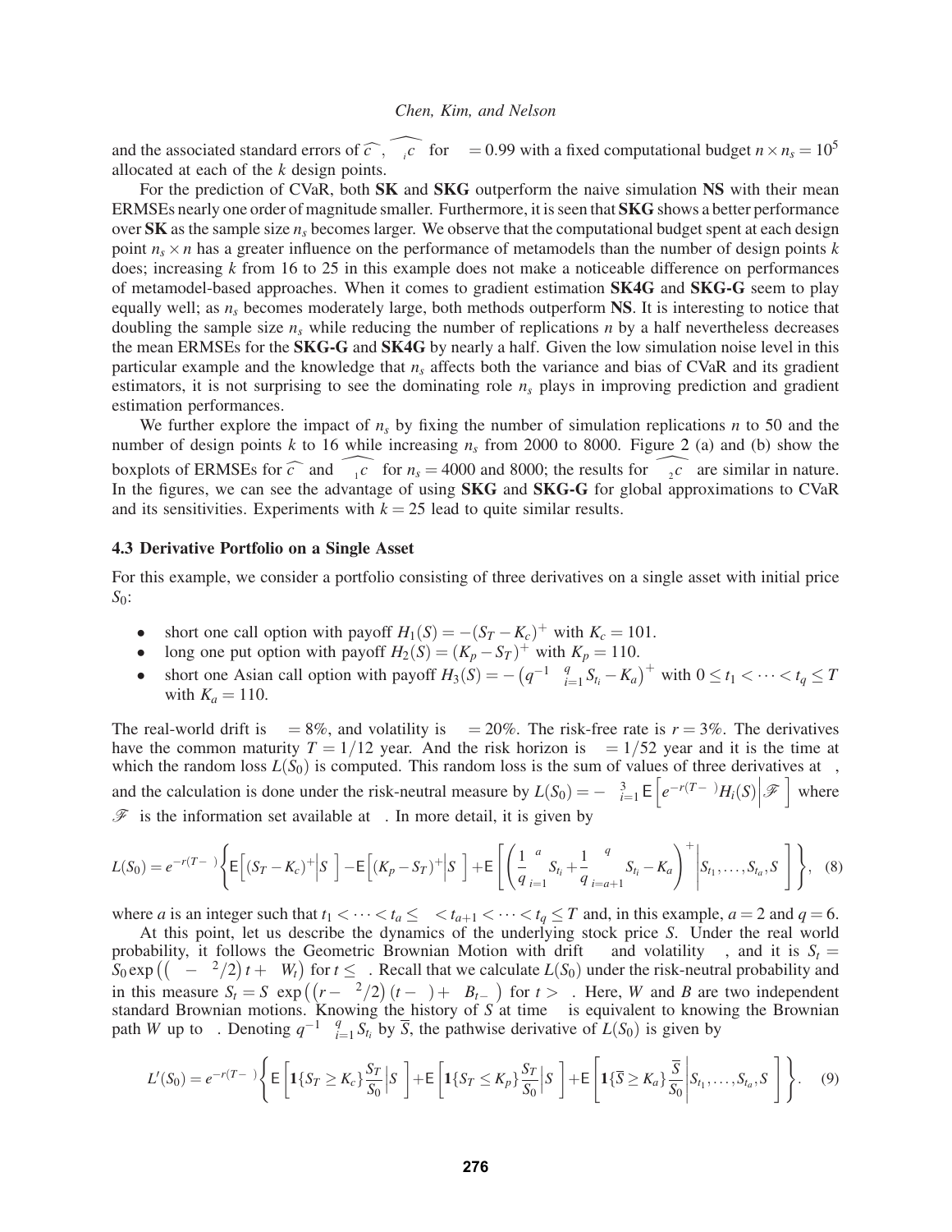and the associated standard errors of $\widehat{c}$, $\widehat{\nabla_i c}$ for $\alpha = 0.99$ with a fixed computational budget $n \times n_s = 10^5$ allocated at each of the $k$ design points.

For the prediction of CVaR, both **SK** and **SKG** outperform the naive simulation **NS** with their mean ERMSEs nearly one order of magnitude smaller. Furthermore, it is seen that **SKG** shows a better performance over **SK** as the sample size $n_s$ becomes larger. We observe that the computational budget spent at each design point $n_s \times n$ has a greater influence on the performance of metamodels than the number of design points $k$ does; increasing $k$ from 16 to 25 in this example does not make a noticeable difference on performances of metamodel-based approaches. When it comes to gradient estimation **SK4G** and **SKG-G** seem to play equally well; as $n_s$ becomes moderately large, both methods outperform **NS**. It is interesting to notice that doubling the sample size $n_s$ while reducing the number of replications $n$ by a half nevertheless decreases the mean ERMSEs for the **SKG-G** and **SK4G** by nearly a half. Given the low simulation noise level in this particular example and the knowledge that $n_s$ affects both the variance and bias of CVaR and its gradient estimators, it is not surprising to see the dominating role $n_s$ plays in improving prediction and gradient estimation performances.

We further explore the impact of $n_s$ by fixing the number of simulation replications $n$ to 50 and the number of design points $k$ to 16 while increasing $n_s$ from 2000 to 8000. Figure 2 (a) and (b) show the boxplots of ERMSEs for $\widehat{c}$ and $\widehat{\nabla_1 c}$ for $n_s = 4000$ and 8000; the results for $\widehat{\nabla_2 c}$ are similar in nature. In the figures, we can see the advantage of using **SKG** and **SKG-G** for global approximations to CVaR and its sensitivities. Experiments with $k = 25$ lead to quite similar results.

### 4.3 Derivative Portfolio on a Single Asset

For this example, we consider a portfolio consisting of three derivatives on a single asset with initial price $S_0$:

- short one call option with payoff $H_1(S) = -(S_T - K_c)^+$ with $K_c = 101$.
- long one put option with payoff $H_2(S) = (K_p - S_T)^+$ with $K_p = 110$.
- short one Asian call option with payoff $H_3(S) = -\left(q^{-1}\sum_{i=1}^{q} S_{t_i} - K_a\right)^+$ with $0 \leq t_1 < \cdots < t_q \leq T$ with $K_a = 110$.

The real-world drift is $\mu = 8\%$, and volatility is $\sigma = 20\%$. The risk-free rate is $r = 3\%$. The derivatives have the common maturity $T = 1/12$ year. And the risk horizon is $\tau = 1/52$ year and it is the time at which the random loss $L(S_0)$ is computed. This random loss is the sum of values of three derivatives at $\tau$, and the calculation is done under the risk-neutral measure by $L(S_0) = -\sum_{i=1}^{3} \mathsf{E}\left[e^{-r(T-\tau)} H_i(S) \middle| \mathscr{F}_\tau\right]$ where $\mathscr{F}_\tau$ is the information set available at $\tau$. In more detail, it is given by

$$L(S_0) = e^{-r(T-\tau)} \left\{ \mathsf{E}\left[(S_T - K_c)^+ \middle| S_\tau\right] - \mathsf{E}\left[(K_p - S_T)^+ \middle| S_\tau\right] + \mathsf{E}\left[\left(\frac{1}{q}\sum_{i=1}^{a} S_{t_i} + \frac{1}{q}\sum_{i=a+1}^{q} S_{t_i} - K_a\right)^+ \middle| S_{t_1}, \ldots, S_{t_a}, S_\tau\right] \right\}, \quad (8)$$

where $a$ is an integer such that $t_1 < \cdots < t_a \leq \tau < t_{a+1} < \cdots < t_q \leq T$ and, in this example, $a = 2$ and $q = 6$.

At this point, let us describe the dynamics of the underlying stock price $S$. Under the real world probability, it follows the Geometric Brownian Motion with drift $\mu$ and volatility $\sigma$, and it is $S_t = S_0 \exp\left(\left(\mu - \sigma^2/2\right)t + \sigma W_t\right)$ for $t \leq \tau$. Recall that we calculate $L(S_0)$ under the risk-neutral probability and in this measure $S_t = S_\tau \exp\left(\left(r - \sigma^2/2\right)(t - \tau) + \sigma B_{t-\tau}\right)$ for $t > \tau$. Here, $W$ and $B$ are two independent standard Brownian motions. Knowing the history of $S$ at time $\tau$ is equivalent to knowing the Brownian path $W$ up to $\tau$. Denoting $q^{-1}\sum_{i=1}^{q} S_{t_i}$ by $\overline{S}$, the pathwise derivative of $L(S_0)$ is given by

$$L'(S_0) = e^{-r(T-\tau)} \left\{ \mathsf{E}\left[\mathbf{1}\{S_T \geq K_c\}\frac{S_T}{S_0} \middle| S_\tau\right] + \mathsf{E}\left[\mathbf{1}\{S_T \leq K_p\}\frac{S_T}{S_0} \middle| S_\tau\right] + \mathsf{E}\left[\mathbf{1}\{\overline{S} \geq K_a\}\frac{\overline{S}}{S_0} \middle| S_{t_1}, \ldots, S_{t_a}, S_\tau\right] \right\}. \quad (9)$$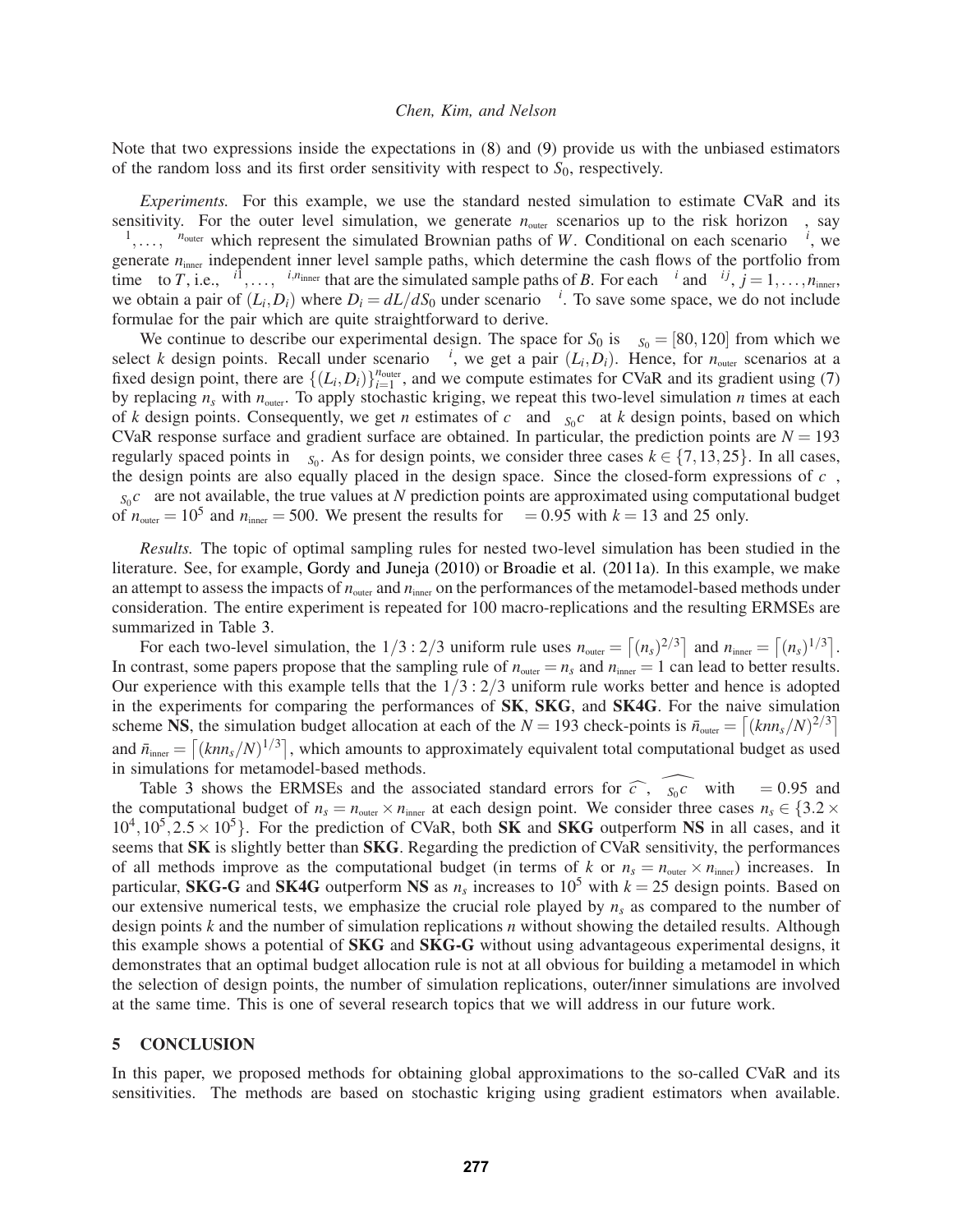Note that two expressions inside the expectations in (8) and (9) provide us with the unbiased estimators of the random loss and its first order sensitivity with respect to $S_0$, respectively.

*Experiments.* For this example, we use the standard nested simulation to estimate CVaR and its sensitivity. For the outer level simulation, we generate $n_{\text{outer}}$ scenarios up to the risk horizon $\tau$, say $\omega^1, \ldots, \omega^{n_{\text{outer}}}$ which represent the simulated Brownian paths of $W$. Conditional on each scenario $\omega^i$, we generate $n_{\text{inner}}$ independent inner level sample paths, which determine the cash flows of the portfolio from time $\tau$ to $T$, i.e., $\zeta^{i1}, \ldots, \zeta^{i,n_{\text{inner}}}$ that are the simulated sample paths of $B$. For each $\omega^i$ and $\zeta^{ij}$, $j = 1, \ldots, n_{\text{inner}}$, we obtain a pair of $(L_i, D_i)$ where $D_i = dL/dS_0$ under scenario $\omega^i$. To save some space, we do not include formulae for the pair which are quite straightforward to derive.

We continue to describe our experimental design. The space for $S_0$ is $\mathcal{X}_{S_0} = [80, 120]$ from which we select $k$ design points. Recall under scenario $\omega^i$, we get a pair $(L_i, D_i)$. Hence, for $n_{\text{outer}}$ scenarios at a fixed design point, there are $\{(L_i, D_i)\}_{i=1}^{n_{\text{outer}}}$, and we compute estimates for CVaR and its gradient using (7) by replacing $n_s$ with $n_{\text{outer}}$. To apply stochastic kriging, we repeat this two-level simulation $n$ times at each of $k$ design points. Consequently, we get $n$ estimates of $c_\alpha$ and $\partial_{S_0} c_\alpha$ at $k$ design points, based on which CVaR response surface and gradient surface are obtained. In particular, the prediction points are $N = 193$ regularly spaced points in $\mathcal{X}_{S_0}$. As for design points, we consider three cases $k \in \{7, 13, 25\}$. In all cases, the design points are also equally placed in the design space. Since the closed-form expressions of $c_\alpha$, $\partial_{S_0} c_\alpha$ are not available, the true values at $N$ prediction points are approximated using computational budget of $n_{\text{outer}} = 10^5$ and $n_{\text{inner}} = 500$. We present the results for $\alpha = 0.95$ with $k = 13$ and 25 only.

*Results.* The topic of optimal sampling rules for nested two-level simulation has been studied in the literature. See, for example, Gordy and Juneja (2010) or Broadie et al. (2011a). In this example, we make an attempt to assess the impacts of $n_{\text{outer}}$ and $n_{\text{inner}}$ on the performances of the metamodel-based methods under consideration. The entire experiment is repeated for 100 macro-replications and the resulting ERMSEs are summarized in Table 3.

For each two-level simulation, the $1/3 : 2/3$ uniform rule uses $n_{\text{outer}} = \lceil (n_s)^{2/3} \rceil$ and $n_{\text{inner}} = \lceil (n_s)^{1/3} \rceil$. In contrast, some papers propose that the sampling rule of $n_{\text{outer}} = n_s$ and $n_{\text{inner}} = 1$ can lead to better results. Our experience with this example tells that the $1/3 : 2/3$ uniform rule works better and hence is adopted in the experiments for comparing the performances of **SK**, **SKG**, and **SK4G**. For the naive simulation scheme **NS**, the simulation budget allocation at each of the $N = 193$ check-points is $\bar{n}_{\text{outer}} = \lceil (knn_s/N)^{2/3} \rceil$ and $\bar{n}_{\text{inner}} = \lceil (knn_s/N)^{1/3} \rceil$, which amounts to approximately equivalent total computational budget as used in simulations for metamodel-based methods.

Table 3 shows the ERMSEs and the associated standard errors for $\widehat{c_\alpha}$, $\widehat{\partial_{S_0} c_\alpha}$ with $\alpha = 0.95$ and the computational budget of $n_s = n_{\text{outer}} \times n_{\text{inner}}$ at each design point. We consider three cases $n_s \in \{3.2 \times 10^4, 10^5, 2.5 \times 10^5\}$. For the prediction of CVaR, both **SK** and **SKG** outperform **NS** in all cases, and it seems that **SK** is slightly better than **SKG**. Regarding the prediction of CVaR sensitivity, the performances of all methods improve as the computational budget (in terms of $k$ or $n_s = n_{\text{outer}} \times n_{\text{inner}}$) increases. In particular, **SKG-G** and **SK4G** outperform **NS** as $n_s$ increases to $10^5$ with $k = 25$ design points. Based on our extensive numerical tests, we emphasize the crucial role played by $n_s$ as compared to the number of design points $k$ and the number of simulation replications $n$ without showing the detailed results. Although this example shows a potential of **SKG** and **SKG-G** without using advantageous experimental designs, it demonstrates that an optimal budget allocation rule is not at all obvious for building a metamodel in which the selection of design points, the number of simulation replications, outer/inner simulations are involved at the same time. This is one of several research topics that we will address in our future work.

## 5 CONCLUSION

In this paper, we proposed methods for obtaining global approximations to the so-called CVaR and its sensitivities. The methods are based on stochastic kriging using gradient estimators when available.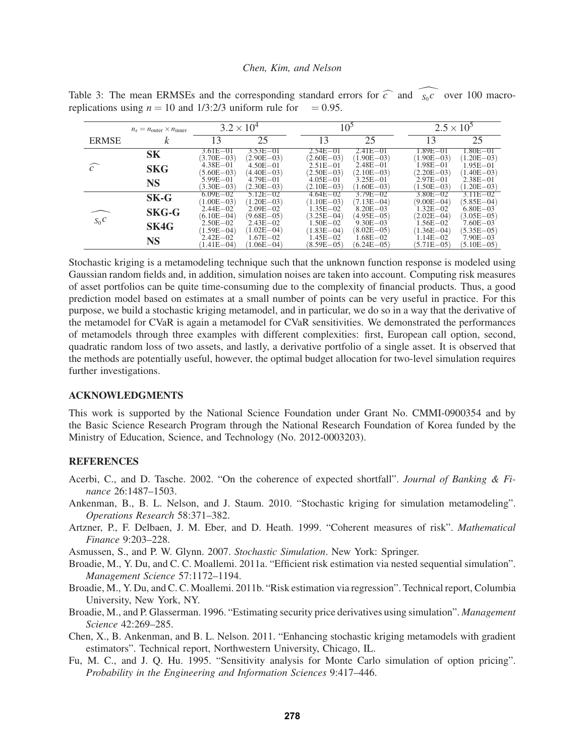Table 3: The mean ERMSEs and the corresponding standard errors for $\widehat{c}$ and $\widehat{_{S_0}c}$ over 100 macro-replications using $n = 10$ and 1/3:2/3 uniform rule for $= 0.95$.

| | $n_s = n_{\text{outer}} \times n_{\text{inner}}$ | $3.2 \times 10^4$ | | $10^5$ | | $2.5 \times 10^5$ | |
|---|---|---|---|---|---|---|---|
| ERMSE | $k$ | 13 | 25 | 13 | 25 | 13 | 25 |
| $\widehat{c}$ | **SK** | 3.61E−01 (3.70E−03) | 3.53E−01 (2.90E−03) | 2.54E−01 (2.60E−03) | 2.41E−01 (1.90E−03) | 1.89E−01 (1.90E−03) | 1.80E−01 (1.20E−03) |
| | **SKG** | 4.38E−01 (5.60E−03) | 4.50E−01 (4.40E−03) | 2.51E−01 (2.50E−03) | 2.48E−01 (2.10E−03) | 1.98E−01 (2.20E−03) | 1.95E−01 (1.40E−03) |
| | **NS** | 5.99E−01 (3.30E−03) | 4.79E−01 (2.30E−03) | 4.05E−01 (2.10E−03) | 3.25E−01 (1.60E−03) | 2.97E−01 (1.50E−03) | 2.38E−01 (1.20E−03) |
| $\widehat{_{S_0}c}$ | **SK-G** | 6.09E−02 (1.00E−03) | 5.12E−02 (1.20E−03) | 4.64E−02 (1.10E−03) | 3.79E−02 (7.13E−04) | 3.80E−02 (9.00E−04) | 3.11E−02 (5.85E−04) |
| | **SKG-G** | 2.44E−02 (6.10E−04) | 2.09E−02 (9.68E−05) | 1.35E−02 (3.25E−04) | 8.20E−03 (4.95E−05) | 1.32E−02 (2.02E−04) | 6.80E−03 (3.05E−05) |
| | **SK4G** | 2.50E−02 (1.59E−04) | 2.43E−02 (1.02E−04) | 1.50E−02 (1.83E−04) | 9.30E−03 (8.02E−05) | 1.56E−02 (1.36E−04) | 7.60E−03 (5.35E−05) |
| | **NS** | 2.42E−02 (1.41E−04) | 1.67E−02 (1.06E−04) | 1.45E−02 (8.59E−05) | 1.68E−02 (6.24E−05) | 1.14E−02 (5.71E−05) | 7.90E−03 (5.10E−05) |

Stochastic kriging is a metamodeling technique such that the unknown function response is modeled using Gaussian random fields and, in addition, simulation noises are taken into account. Computing risk measures of asset portfolios can be quite time-consuming due to the complexity of financial products. Thus, a good prediction model based on estimates at a small number of points can be very useful in practice. For this purpose, we build a stochastic kriging metamodel, and in particular, we do so in a way that the derivative of the metamodel for CVaR is again a metamodel for CVaR sensitivities. We demonstrated the performances of metamodels through three examples with different complexities: first, European call option, second, quadratic random loss of two assets, and lastly, a derivative portfolio of a single asset. It is observed that the methods are potentially useful, however, the optimal budget allocation for two-level simulation requires further investigations.

## ACKNOWLEDGMENTS

This work is supported by the National Science Foundation under Grant No. CMMI-0900354 and by the Basic Science Research Program through the National Research Foundation of Korea funded by the Ministry of Education, Science, and Technology (No. 2012-0003203).

## REFERENCES

Acerbi, C., and D. Tasche. 2002. "On the coherence of expected shortfall". *Journal of Banking & Finance* 26:1487–1503.

Ankenman, B., B. L. Nelson, and J. Staum. 2010. "Stochastic kriging for simulation metamodeling". *Operations Research* 58:371–382.

Artzner, P., F. Delbaen, J. M. Eber, and D. Heath. 1999. "Coherent measures of risk". *Mathematical Finance* 9:203–228.

Asmussen, S., and P. W. Glynn. 2007. *Stochastic Simulation*. New York: Springer.

Broadie, M., Y. Du, and C. C. Moallemi. 2011a. "Efficient risk estimation via nested sequential simulation". *Management Science* 57:1172–1194.

Broadie, M., Y. Du, and C. C. Moallemi. 2011b. "Risk estimation via regression". Technical report, Columbia University, New York, NY.

Broadie, M., and P. Glasserman. 1996. "Estimating security price derivatives using simulation". *Management Science* 42:269–285.

Chen, X., B. Ankenman, and B. L. Nelson. 2011. "Enhancing stochastic kriging metamodels with gradient estimators". Technical report, Northwestern University, Chicago, IL.

Fu, M. C., and J. Q. Hu. 1995. "Sensitivity analysis for Monte Carlo simulation of option pricing". *Probability in the Engineering and Information Sciences* 9:417–446.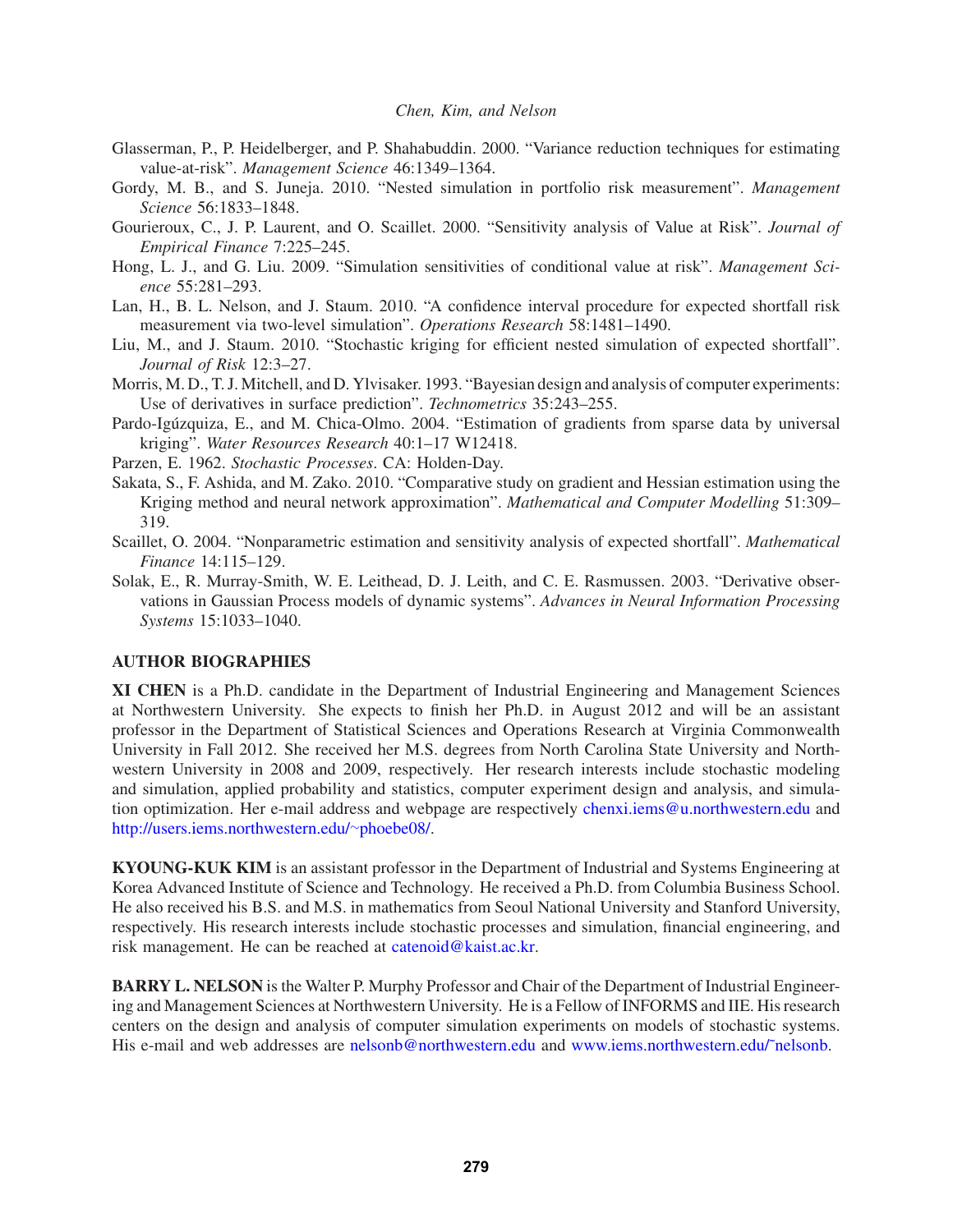Glasserman, P., P. Heidelberger, and P. Shahabuddin. 2000. "Variance reduction techniques for estimating value-at-risk". *Management Science* 46:1349–1364.

Gordy, M. B., and S. Juneja. 2010. "Nested simulation in portfolio risk measurement". *Management Science* 56:1833–1848.

Gourieroux, C., J. P. Laurent, and O. Scaillet. 2000. "Sensitivity analysis of Value at Risk". *Journal of Empirical Finance* 7:225–245.

Hong, L. J., and G. Liu. 2009. "Simulation sensitivities of conditional value at risk". *Management Science* 55:281–293.

Lan, H., B. L. Nelson, and J. Staum. 2010. "A confidence interval procedure for expected shortfall risk measurement via two-level simulation". *Operations Research* 58:1481–1490.

Liu, M., and J. Staum. 2010. "Stochastic kriging for efficient nested simulation of expected shortfall". *Journal of Risk* 12:3–27.

Morris, M. D., T. J. Mitchell, and D. Ylvisaker. 1993. "Bayesian design and analysis of computer experiments: Use of derivatives in surface prediction". *Technometrics* 35:243–255.

Pardo-Igúzquiza, E., and M. Chica-Olmo. 2004. "Estimation of gradients from sparse data by universal kriging". *Water Resources Research* 40:1–17 W12418.

Parzen, E. 1962. *Stochastic Processes*. CA: Holden-Day.

Sakata, S., F. Ashida, and M. Zako. 2010. "Comparative study on gradient and Hessian estimation using the Kriging method and neural network approximation". *Mathematical and Computer Modelling* 51:309–319.

Scaillet, O. 2004. "Nonparametric estimation and sensitivity analysis of expected shortfall". *Mathematical Finance* 14:115–129.

Solak, E., R. Murray-Smith, W. E. Leithead, D. J. Leith, and C. E. Rasmussen. 2003. "Derivative observations in Gaussian Process models of dynamic systems". *Advances in Neural Information Processing Systems* 15:1033–1040.

## AUTHOR BIOGRAPHIES

**XI CHEN** is a Ph.D. candidate in the Department of Industrial Engineering and Management Sciences at Northwestern University. She expects to finish her Ph.D. in August 2012 and will be an assistant professor in the Department of Statistical Sciences and Operations Research at Virginia Commonwealth University in Fall 2012. She received her M.S. degrees from North Carolina State University and Northwestern University in 2008 and 2009, respectively. Her research interests include stochastic modeling and simulation, applied probability and statistics, computer experiment design and analysis, and simulation optimization. Her e-mail address and webpage are respectively chenxi.iems@u.northwestern.edu and http://users.iems.northwestern.edu/~phoebe08/.

**KYOUNG-KUK KIM** is an assistant professor in the Department of Industrial and Systems Engineering at Korea Advanced Institute of Science and Technology. He received a Ph.D. from Columbia Business School. He also received his B.S. and M.S. in mathematics from Seoul National University and Stanford University, respectively. His research interests include stochastic processes and simulation, financial engineering, and risk management. He can be reached at catenoid@kaist.ac.kr.

**BARRY L. NELSON** is the Walter P. Murphy Professor and Chair of the Department of Industrial Engineering and Management Sciences at Northwestern University. He is a Fellow of INFORMS and IIE. His research centers on the design and analysis of computer simulation experiments on models of stochastic systems. His e-mail and web addresses are nelsonb@northwestern.edu and www.iems.northwestern.edu/˜nelsonb.